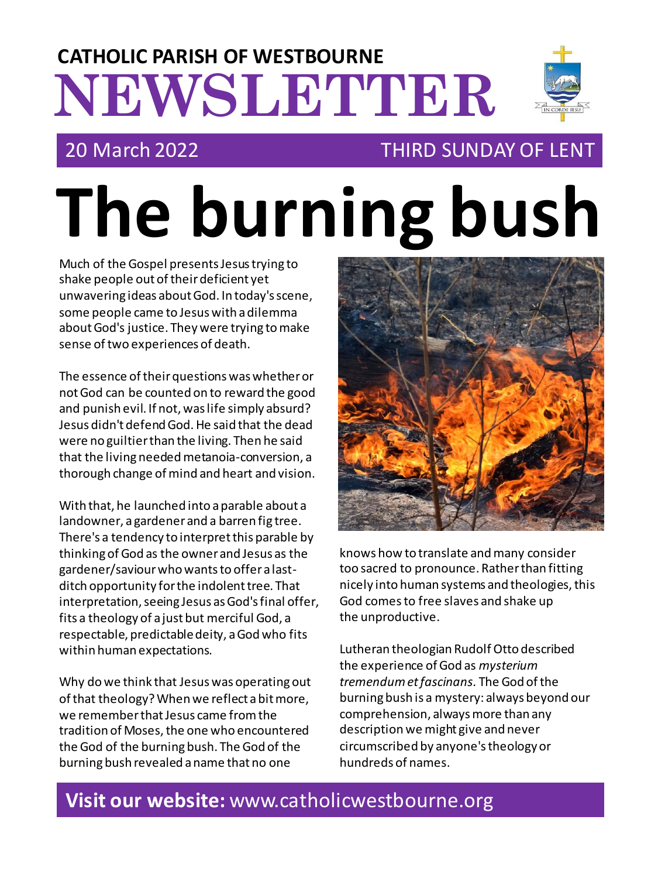# CATHOLIC PARISH OF WESTBOURNE NEWSLETTER

20 March 2022 — THIRD SUNDAY OF LENT

# The burning bush

Much of the Gospel presents Jesus trying to shake people out of their deficient yet unwavering ideas about God. In today's scene, some people came to Jesus with a dilemma about God's justice. They were trying to make sense of two experiences of death.

The essence of their questions was whether or not God can be counted on to reward the good and punish evil. If not, was life simply absurd? Jesus didn't defend God. He said that the dead were no guiltier than the living. Then he said that the living needed metanoia-conversion, a thorough change of mind and heart and vision.

With that, he launched into a parable about a landowner, a gardener and a barren fig tree. There's a tendency to interpret this parable by thinking of God as the owner and Jesus as the gardener/saviour who wants to offer a last-ditch opportunity for the indolent tree. That interpretation, seeing Jesus as God's final offer, fits a theology of a just but merciful God, a respectable, predictable deity, a God who fits within human expectations.

Why do we think that Jesus was operating out of that theology? When we reflect a bit more, we remember that Jesus came from the tradition of Moses, the one who encountered the God of the burning bush. The God of the burning bush revealed a name that no one knows how to translate and many consider too sacred to pronounce. Rather than fitting nicely into human systems and theologies, this God comes to free slaves and shake up the unproductive.

Lutheran theologian Rudolf Otto described the experience of God as *mysterium tremendum et fascinans.* The God of the burning bush is a mystery: always beyond our comprehension, always more than any description we might give and never circumscribed by anyone's theology or hundreds of names.

**Visit our website:** www.catholicwestbourne.org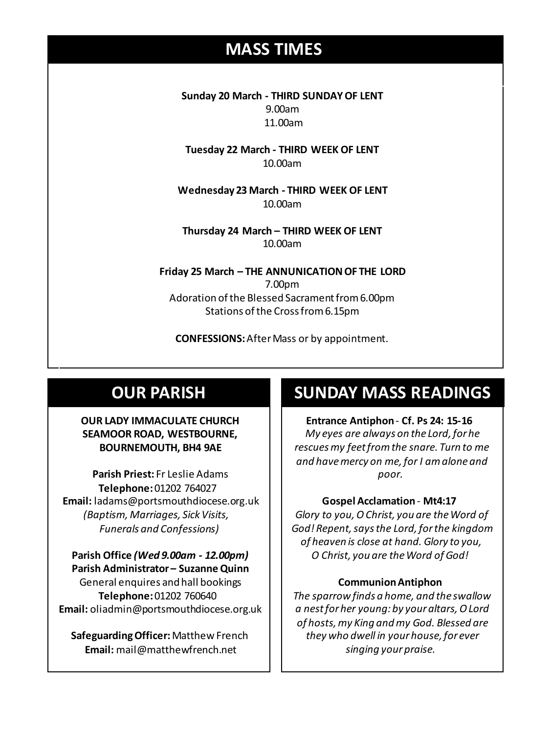## MASS TIMES

**Sunday 20 March - THIRD SUNDAY OF LENT**
9.00am
11.00am

**Tuesday 22 March - THIRD WEEK OF LENT**
10.00am

**Wednesday 23 March - THIRD WEEK OF LENT**
10.00am

**Thursday 24 March – THIRD WEEK OF LENT**
10.00am

**Friday 25 March – THE ANNUNICATION OF THE LORD**
7.00pm
Adoration of the Blessed Sacrament from 6.00pm
Stations of the Cross from 6.15pm

**CONFESSIONS:** After Mass or by appointment.

## OUR PARISH

**OUR LADY IMMACULATE CHURCH**
**SEAMOOR ROAD, WESTBOURNE,**
**BOURNEMOUTH, BH4 9AE**

**Parish Priest:** Fr Leslie Adams
**Telephone:** 01202 764027
**Email:** ladams@portsmouthdiocese.org.uk
*(Baptism, Marriages, Sick Visits, Funerals and Confessions)*

**Parish Office** ***(Wed 9.00am - 12.00pm)***
**Parish Administrator – Suzanne Quinn**
General enquires and hall bookings
**Telephone:** 01202 760640
**Email:** oliadmin@portsmouthdiocese.org.uk

**Safeguarding Officer:** Matthew French
**Email:** mail@matthewfrench.net

## SUNDAY MASS READINGS

**Entrance Antiphon** - **Cf. Ps 24: 15-16**
*My eyes are always on the Lord, for he rescues my feet from the snare. Turn to me and have mercy on me, for I am alone and poor.*

**Gospel Acclamation** - **Mt4:17**
*Glory to you, O Christ, you are the Word of God! Repent, says the Lord, for the kingdom of heaven is close at hand. Glory to you, O Christ, you are the Word of God!*

**Communion Antiphon**
*The sparrow finds a home, and the swallow a nest for her young: by your altars, O Lord of hosts, my King and my God. Blessed are they who dwell in your house, for ever singing your praise.*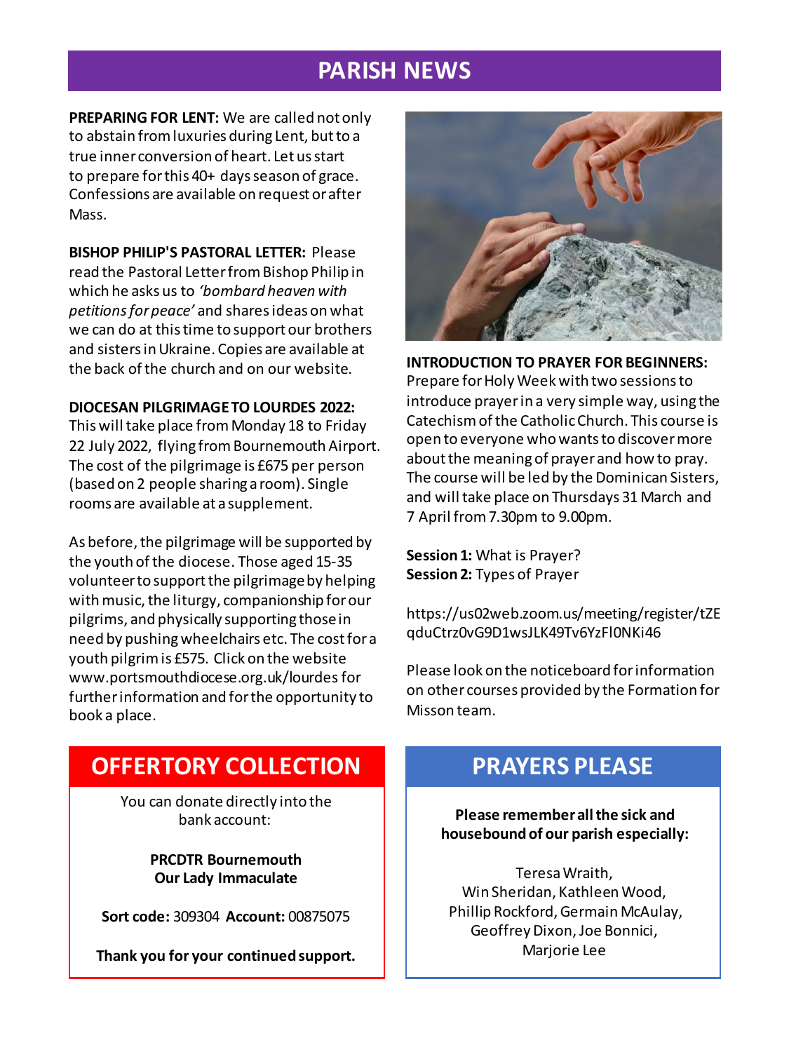# PARISH NEWS

**PREPARING FOR LENT:** We are called not only to abstain from luxuries during Lent, but to a true inner conversion of heart. Let us start to prepare for this 40+ days season of grace. Confessions are available on request or after Mass.

**BISHOP PHILIP'S PASTORAL LETTER:** Please read the Pastoral Letter from Bishop Philip in which he asks us to *'bombard heaven with petitions for peace'* and shares ideas on what we can do at this time to support our brothers and sisters in Ukraine. Copies are available at the back of the church and on our website.

**DIOCESAN PILGRIMAGE TO LOURDES 2022:** This will take place from Monday 18 to Friday 22 July 2022, flying from Bournemouth Airport. The cost of the pilgrimage is £675 per person (based on 2 people sharing a room). Single rooms are available at a supplement.

As before, the pilgrimage will be supported by the youth of the diocese. Those aged 15-35 volunteer to support the pilgrimage by helping with music, the liturgy, companionship for our pilgrims, and physically supporting those in need by pushing wheelchairs etc. The cost for a youth pilgrim is £575. Click on the website www.portsmouthdiocese.org.uk/lourdes for further information and for the opportunity to book a place.

**INTRODUCTION TO PRAYER FOR BEGINNERS:** Prepare for Holy Week with two sessions to introduce prayer in a very simple way, using the Catechism of the Catholic Church. This course is open to everyone who wants to discover more about the meaning of prayer and how to pray. The course will be led by the Dominican Sisters, and will take place on Thursdays 31 March and 7 April from 7.30pm to 9.00pm.

**Session 1:** What is Prayer?
**Session 2:** Types of Prayer

https://us02web.zoom.us/meeting/register/tZEqduCtrz0vG9D1wsJLK49Tv6YzFl0NKi46

Please look on the noticeboard for information on other courses provided by the Formation for Misson team.

## OFFERTORY COLLECTION

You can donate directly into the bank account:

**PRCDTR Bournemouth**
**Our Lady Immaculate**

**Sort code:** 309304 **Account:** 00875075

**Thank you for your continued support.**

## PRAYERS PLEASE

**Please remember all the sick and housebound of our parish especially:**

Teresa Wraith,
Win Sheridan, Kathleen Wood,
Phillip Rockford, Germain McAulay,
Geoffrey Dixon, Joe Bonnici,
Marjorie Lee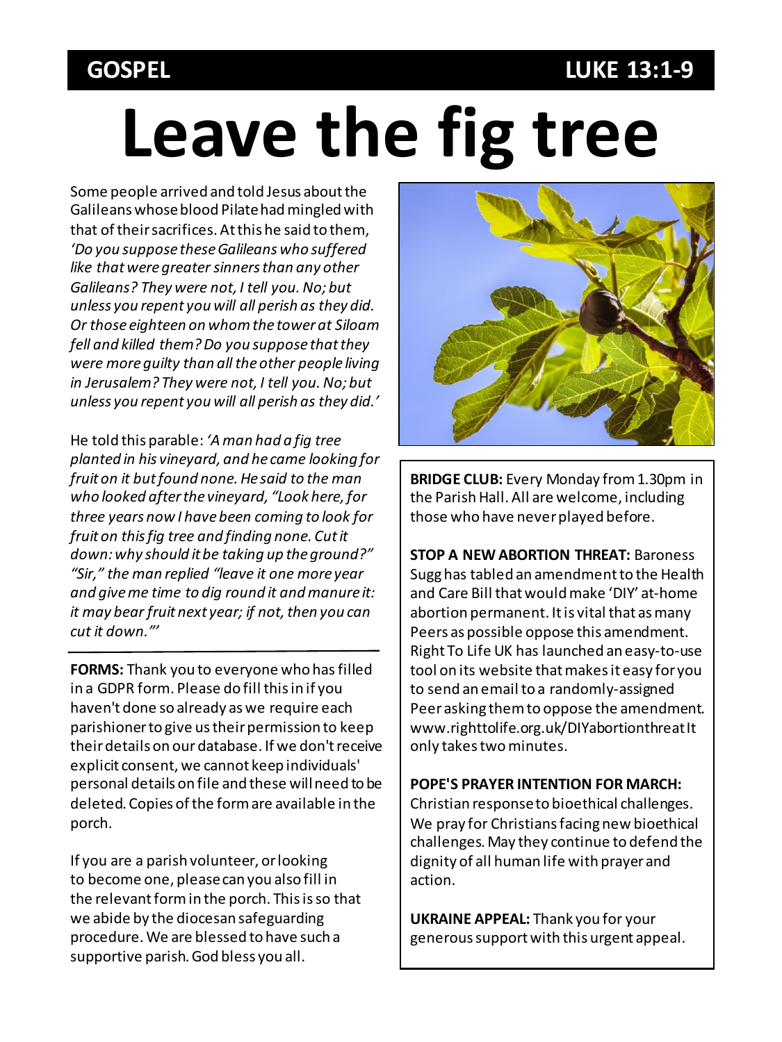**GOSPEL** **LUKE 13:1-9**

# Leave the fig tree

Some people arrived and told Jesus about the Galileans whose blood Pilate had mingled with that of their sacrifices. At this he said to them, *'Do you suppose these Galileans who suffered like that were greater sinners than any other Galileans? They were not, I tell you. No; but unless you repent you will all perish as they did. Or those eighteen on whom the tower at Siloam fell and killed them? Do you suppose that they were more guilty than all the other people living in Jerusalem? They were not, I tell you. No; but unless you repent you will all perish as they did.'*

He told this parable: *'A man had a fig tree planted in his vineyard, and he came looking for fruit on it but found none. He said to the man who looked after the vineyard, "Look here, for three years now I have been coming to look for fruit on this fig tree and finding none. Cut it down: why should it be taking up the ground?" "Sir," the man replied "leave it one more year and give me time to dig round it and manure it: it may bear fruit next year; if not, then you can cut it down."'*

---

**FORMS:** Thank you to everyone who has filled in a GDPR form. Please do fill this in if you haven't done so already as we require each parishioner to give us their permission to keep their details on our database. If we don't receive explicit consent, we cannot keep individuals' personal details on file and these will need to be deleted. Copies of the form are available in the porch.

If you are a parish volunteer, or looking to become one, please can you also fill in the relevant form in the porch. This is so that we abide by the diocesan safeguarding procedure. We are blessed to have such a supportive parish. God bless you all.

**BRIDGE CLUB:** Every Monday from 1.30pm in the Parish Hall. All are welcome, including those who have never played before.

**STOP A NEW ABORTION THREAT:** Baroness Sugg has tabled an amendment to the Health and Care Bill that would make 'DIY' at-home abortion permanent. It is vital that as many Peers as possible oppose this amendment. Right To Life UK has launched an easy-to-use tool on its website that makes it easy for you to send an email to a randomly-assigned Peer asking them to oppose the amendment. www.righttolife.org.uk/DIYabortionthreat It only takes two minutes.

**POPE'S PRAYER INTENTION FOR MARCH:** Christian response to bioethical challenges. We pray for Christians facing new bioethical challenges. May they continue to defend the dignity of all human life with prayer and action.

**UKRAINE APPEAL:** Thank you for your generous support with this urgent appeal.